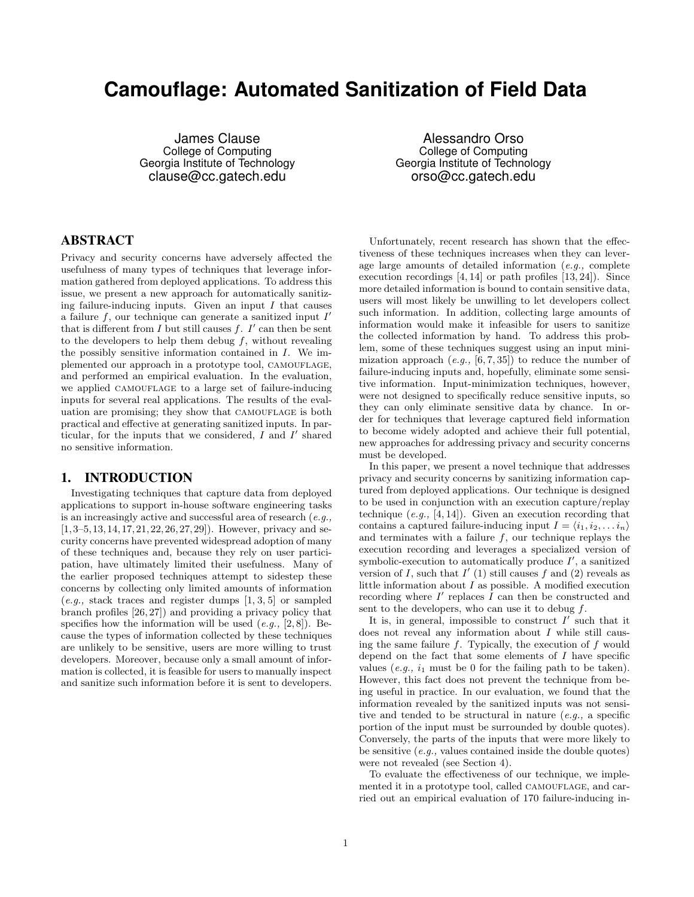# Camouflage: Automated Sanitization of Field Data

James Clause
College of Computing
Georgia Institute of Technology
clause@cc.gatech.edu

Alessandro Orso
College of Computing
Georgia Institute of Technology
orso@cc.gatech.edu

## ABSTRACT

Privacy and security concerns have adversely affected the usefulness of many types of techniques that leverage information gathered from deployed applications. To address this issue, we present a new approach for automatically sanitizing failure-inducing inputs. Given an input $I$ that causes a failure $f$, our technique can generate a sanitized input $I'$ that is different from $I$ but still causes $f$. $I'$ can then be sent to the developers to help them debug $f$, without revealing the possibly sensitive information contained in $I$. We implemented our approach in a prototype tool, CAMOUFLAGE, and performed an empirical evaluation. In the evaluation, we applied CAMOUFLAGE to a large set of failure-inducing inputs for several real applications. The results of the evaluation are promising; they show that CAMOUFLAGE is both practical and effective at generating sanitized inputs. In particular, for the inputs that we considered, $I$ and $I'$ shared no sensitive information.

## 1. INTRODUCTION

Investigating techniques that capture data from deployed applications to support in-house software engineering tasks is an increasingly active and successful area of research (*e.g.,* [1,3–5,13,14,17,21,22,26,27,29]). However, privacy and security concerns have prevented widespread adoption of many of these techniques and, because they rely on user participation, have ultimately limited their usefulness. Many of the earlier proposed techniques attempt to sidestep these concerns by collecting only limited amounts of information (*e.g.,* stack traces and register dumps [1,3,5] or sampled branch profiles [26,27]) and providing a privacy policy that specifies how the information will be used (*e.g.,* [2,8]). Because the types of information collected by these techniques are unlikely to be sensitive, users are more willing to trust developers. Moreover, because only a small amount of information is collected, it is feasible for users to manually inspect and sanitize such information before it is sent to developers.

Unfortunately, recent research has shown that the effectiveness of these techniques increases when they can leverage large amounts of detailed information (*e.g.,* complete execution recordings [4,14] or path profiles [13,24]). Since more detailed information is bound to contain sensitive data, users will most likely be unwilling to let developers collect such information. In addition, collecting large amounts of information would make it infeasible for users to sanitize the collected information by hand. To address this problem, some of these techniques suggest using an input minimization approach (*e.g.,* [6,7,35]) to reduce the number of failure-inducing inputs and, hopefully, eliminate some sensitive information. Input-minimization techniques, however, were not designed to specifically reduce sensitive inputs, so they can only eliminate sensitive data by chance. In order for techniques that leverage captured field information to become widely adopted and achieve their full potential, new approaches for addressing privacy and security concerns must be developed.

In this paper, we present a novel technique that addresses privacy and security concerns by sanitizing information captured from deployed applications. Our technique is designed to be used in conjunction with an execution capture/replay technique (*e.g.,* [4,14]). Given an execution recording that contains a captured failure-inducing input $I = \langle i_1, i_2, \ldots i_n \rangle$ and terminates with a failure $f$, our technique replays the execution recording and leverages a specialized version of symbolic-execution to automatically produce $I'$, a sanitized version of $I$, such that $I'$ (1) still causes $f$ and (2) reveals as little information about $I$ as possible. A modified execution recording where $I'$ replaces $I$ can then be constructed and sent to the developers, who can use it to debug $f$.

It is, in general, impossible to construct $I'$ such that it does not reveal any information about $I$ while still causing the same failure $f$. Typically, the execution of $f$ would depend on the fact that some elements of $I$ have specific values (*e.g.,* $i_1$ must be 0 for the failing path to be taken). However, this fact does not prevent the technique from being useful in practice. In our evaluation, we found that the information revealed by the sanitized inputs was not sensitive and tended to be structural in nature (*e.g.,* a specific portion of the input must be surrounded by double quotes). Conversely, the parts of the inputs that were more likely to be sensitive (*e.g.,* values contained inside the double quotes) were not revealed (see Section 4).

To evaluate the effectiveness of our technique, we implemented it in a prototype tool, called CAMOUFLAGE, and carried out an empirical evaluation of 170 failure-inducing in-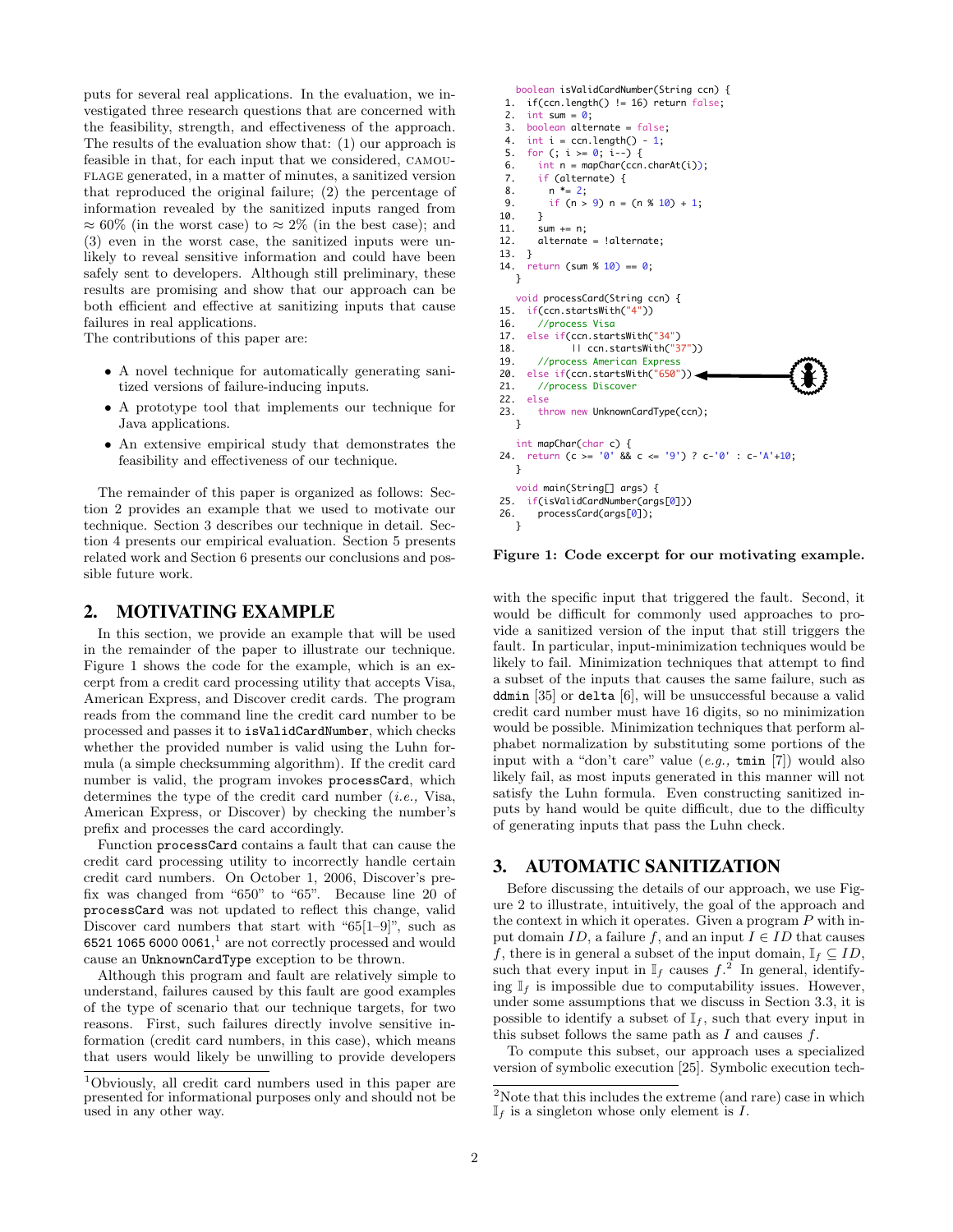puts for several real applications. In the evaluation, we investigated three research questions that are concerned with the feasibility, strength, and effectiveness of the approach. The results of the evaluation show that: (1) our approach is feasible in that, for each input that we considered, CAMOUFLAGE generated, in a matter of minutes, a sanitized version that reproduced the original failure; (2) the percentage of information revealed by the sanitized inputs ranged from ≈ 60% (in the worst case) to ≈ 2% (in the best case); and (3) even in the worst case, the sanitized inputs were unlikely to reveal sensitive information and could have been safely sent to developers. Although still preliminary, these results are promising and show that our approach can be both efficient and effective at sanitizing inputs that cause failures in real applications.

The contributions of this paper are:

- A novel technique for automatically generating sanitized versions of failure-inducing inputs.
- A prototype tool that implements our technique for Java applications.
- An extensive empirical study that demonstrates the feasibility and effectiveness of our technique.

The remainder of this paper is organized as follows: Section 2 provides an example that we used to motivate our technique. Section 3 describes our technique in detail. Section 4 presents our empirical evaluation. Section 5 presents related work and Section 6 presents our conclusions and possible future work.

## 2. MOTIVATING EXAMPLE

In this section, we provide an example that will be used in the remainder of the paper to illustrate our technique. Figure 1 shows the code for the example, which is an excerpt from a credit card processing utility that accepts Visa, American Express, and Discover credit cards. The program reads from the command line the credit card number to be processed and passes it to `isValidCardNumber`, which checks whether the provided number is valid using the Luhn formula (a simple checksumming algorithm). If the credit card number is valid, the program invokes `processCard`, which determines the type of the credit card number (*i.e.,* Visa, American Express, or Discover) by checking the number's prefix and processes the card accordingly.

Function `processCard` contains a fault that can cause the credit card processing utility to incorrectly handle certain credit card numbers. On October 1, 2006, Discover's prefix was changed from "650" to "65". Because line 20 of `processCard` was not updated to reflect this change, valid Discover card numbers that start with "65[1–9]", such as `6521 1065 6000 0061`,[1] are not correctly processed and would cause an `UnknownCardType` exception to be thrown.

Although this program and fault are relatively simple to understand, failures caused by this fault are good examples of the type of scenario that our technique targets, for two reasons. First, such failures directly involve sensitive information (credit card numbers, in this case), which means that users would likely be unwilling to provide developers with the specific input that triggered the fault. Second, it would be difficult for commonly used approaches to provide a sanitized version of the input that still triggers the fault. In particular, input-minimization techniques would be likely to fail. Minimization techniques that attempt to find a subset of the inputs that causes the same failure, such as **ddmin** [35] or **delta** [6], will be unsuccessful because a valid credit card number must have 16 digits, so no minimization would be possible. Minimization techniques that perform alphabet normalization by substituting some portions of the input with a "don't care" value (*e.g.,* **tmin** [7]) would also likely fail, as most inputs generated in this manner will not satisfy the Luhn formula. Even constructing sanitized inputs by hand would be quite difficult, due to the difficulty of generating inputs that pass the Luhn check.

```
    boolean isValidCardNumber(String ccn) {
 1.   if(ccn.length() != 16) return false;
 2.   int sum = 0;
 3.   boolean alternate = false;
 4.   int i = ccn.length() - 1;
 5.   for (; i >= 0; i--) {
 6.     int n = mapChar(ccn.charAt(i));
 7.     if (alternate) {
 8.       n *= 2;
 9.       if (n > 9) n = (n % 10) + 1;
10.     }
11.     sum += n;
12.     alternate = !alternate;
13.   }
14.   return (sum % 10) == 0;
    }

    void processCard(String ccn) {
15.   if(ccn.startsWith("4"))
16.     //process Visa
17.   else if(ccn.startsWith("34")
18.           || ccn.startsWith("37"))
19.     //process American Express
20.   else if(ccn.startsWith("650"))   <---- (bug)
21.     //process Discover
22.   else
23.     throw new UnknownCardType(ccn);
    }

    int mapChar(char c) {
24.   return (c >= '0' && c <= '9') ? c-'0' : c-'A'+10;
    }

    void main(String[] args) {
25.   if(isValidCardNumber(args[0]))
26.     processCard(args[0]);
    }
```

**Figure 1: Code excerpt for our motivating example.**

## 3. AUTOMATIC SANITIZATION

Before discussing the details of our approach, we use Figure 2 to illustrate, intuitively, the goal of the approach and the context in which it operates. Given a program $P$ with input domain $ID$, a failure $f$, and an input $I \in ID$ that causes $f$, there is in general a subset of the input domain, $\mathbb{I}_f \subseteq ID$, such that every input in $\mathbb{I}_f$ causes $f$.[2] In general, identifying $\mathbb{I}_f$ is impossible due to computability issues. However, under some assumptions that we discuss in Section 3.3, it is possible to identify a subset of $\mathbb{I}_f$, such that every input in this subset follows the same path as $I$ and causes $f$.

To compute this subset, our approach uses a specialized version of symbolic execution [25]. Symbolic execution tech-

[1] Obviously, all credit card numbers used in this paper are presented for informational purposes only and should not be used in any other way.

[2] Note that this includes the extreme (and rare) case in which $\mathbb{I}_f$ is a singleton whose only element is $I$.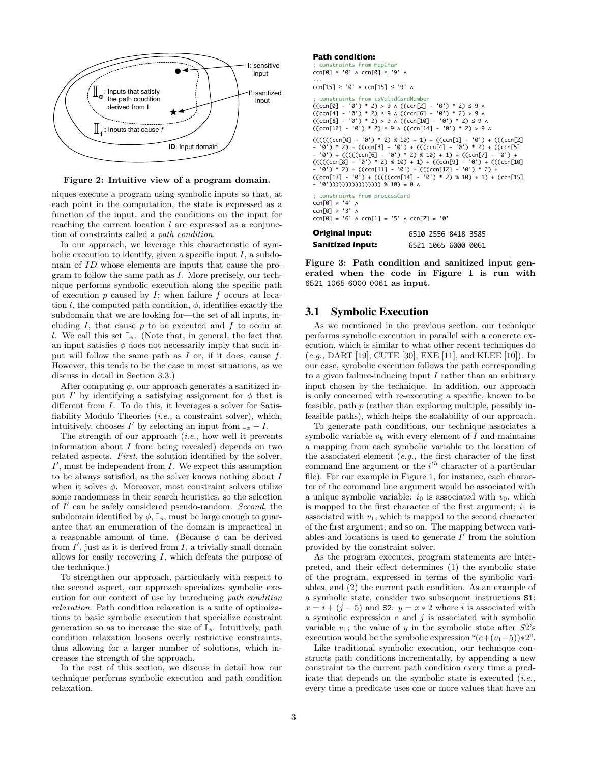Figure 2: Intuitive view of a program domain.

niques execute a program using symbolic inputs so that, at each point in the computation, the state is expressed as a function of the input, and the conditions on the input for reaching the current location $l$ are expressed as a conjunction of constraints called a *path condition*.

In our approach, we leverage this characteristic of symbolic execution to identify, given a specific input $I$, a subdomain of $ID$ whose elements are inputs that cause the program to follow the same path as $I$. More precisely, our technique performs symbolic execution along the specific path of execution $p$ caused by $I$; when failure $f$ occurs at location $l$, the computed path condition, $\phi$, identifies exactly the subdomain that we are looking for—the set of all inputs, including $I$, that cause $p$ to be executed and $f$ to occur at $l$. We call this set $\mathbb{I}_\phi$. (Note that, in general, the fact that an input satisfies $\phi$ does not necessarily imply that such input will follow the same path as $I$ or, if it does, cause $f$. However, this tends to be the case in most situations, as we discuss in detail in Section 3.3.)

After computing $\phi$, our approach generates a sanitized input $I'$ by identifying a satisfying assignment for $\phi$ that is different from $I$. To do this, it leverages a solver for Satisfiability Modulo Theories (*i.e.,* a constraint solver), which, intuitively, chooses $I'$ by selecting an input from $\mathbb{I}_\phi - I$.

The strength of our approach (*i.e.,* how well it prevents information about $I$ from being revealed) depends on two related aspects. *First*, the solution identified by the solver, $I'$, must be independent from $I$. We expect this assumption to be always satisfied, as the solver knows nothing about $I$ when it solves $\phi$. Moreover, most constraint solvers utilize some randomness in their search heuristics, so the selection of $I'$ can be safely considered pseudo-random. *Second*, the subdomain identified by $\phi$, $\mathbb{I}_\phi$, must be large enough to guarantee that an enumeration of the domain is impractical in a reasonable amount of time. (Because $\phi$ can be derived from $I'$, just as it is derived from $I$, a trivially small domain allows for easily recovering $I$, which defeats the purpose of the technique.)

To strengthen our approach, particularly with respect to the second aspect, our approach specializes symbolic execution for our context of use by introducing *path condition relaxation*. Path condition relaxation is a suite of optimizations to basic symbolic execution that specialize constraint generation so as to increase the size of $\mathbb{I}_\phi$. Intuitively, path condition relaxation loosens overly restrictive constraints, thus allowing for a larger number of solutions, which increases the strength of the approach.

In the rest of this section, we discuss in detail how our technique performs symbolic execution and path condition relaxation.

**Path condition:**

```
; constraints from mapChar
ccn[0] ≥ '0' ∧ ccn[0] ≤ '9' ∧
...
ccn[15] ≥ '0' ∧ ccn[15] ≤ '9' ∧

; constraints from isValidCardNumber
((ccn[0] - '0') * 2) > 9 ∧ ((ccn[2] - '0') * 2) ≤ 9 ∧
((ccn[4] - '0') * 2) ≤ 9 ∧ ((ccn[6] - '0') * 2) > 9 ∧
((ccn[8] - '0') * 2) > 9 ∧ ((ccn[10] - '0') * 2) ≤ 9 ∧
((ccn[12] - '0') * 2) ≤ 9 ∧ ((ccn[14] - '0') * 2) > 9 ∧

((((((ccn[0] - '0') * 2) % 10) + 1) + ((ccn[1] - '0') + (((ccn[2]
- '0') * 2) + ((ccn[3] - '0') + (((ccn[4] - '0') * 2) + ((ccn[5]
- '0') + (((((ccn[6] - '0') * 2) % 10) + 1) + ((ccn[7] - '0') +
(((((ccn[8] - '0') * 2) % 10) + 1) + ((ccn[9] - '0') + (((ccn[10]
- '0') * 2) + ((ccn[11] - '0') + (((ccn[12] - '0') * 2) +
((ccn[13] - '0') + (((((ccn[14] - '0') * 2) % 10) + 1) + (ccn[15]
- '0'))))))))))))))))) % 10) = 0 ∧

; constraints from processCard
ccn[0] ≠ '4' ∧
ccn[0] ≠ '3' ∧
ccn[0] = '6' ∧ ccn[1] = '5' ∧ ccn[2] ≠ '0'
```

| | |
|---|---|
| **Original input:** | 6510 2556 8418 3585 |
| **Sanitized input:** | 6521 1065 6000 0061 |

**Figure 3: Path condition and sanitized input generated when the code in Figure 1 is run with 6521 1065 6000 0061 as input.**

## 3.1 Symbolic Execution

As we mentioned in the previous section, our technique performs symbolic execution in parallel with a concrete execution, which is similar to what other recent techniques do (*e.g.,* DART [19], CUTE [30], EXE [11], and KLEE [10]). In our case, symbolic execution follows the path corresponding to a given failure-inducing input $I$ rather than an arbitrary input chosen by the technique. In addition, our approach is only concerned with re-executing a specific, known to be feasible, path $p$ (rather than exploring multiple, possibly infeasible paths), which helps the scalability of our approach.

To generate path conditions, our technique associates a symbolic variable $v_k$ with every element of $I$ and maintains a mapping from each symbolic variable to the location of the associated element (*e.g.,* the first character of the first command line argument or the $i^{th}$ character of a particular file). For our example in Figure 1, for instance, each character of the command line argument would be associated with a unique symbolic variable: $i_0$ is associated with $v_0$, which is mapped to the first character of the first argument; $i_1$ is associated with $v_1$, which is mapped to the second character of the first argument; and so on. The mapping between variables and locations is used to generate $I'$ from the solution provided by the constraint solver.

As the program executes, program statements are interpreted, and their effect determines (1) the symbolic state of the program, expressed in terms of the symbolic variables, and (2) the current path condition. As an example of a symbolic state, consider two subsequent instructions S1: $x = i + (j - 5)$ and S2: $y = x * 2$ where $i$ is associated with a symbolic expression $e$ and $j$ is associated with symbolic variable $v_1$; the value of $y$ in the symbolic state after $S2$'s execution would be the symbolic expression "$(e+(v_1-5))*2$".

Like traditional symbolic execution, our technique constructs path conditions incrementally, by appending a new constraint to the current path condition every time a predicate that depends on the symbolic state is executed (*i.e.,* every time a predicate uses one or more values that have an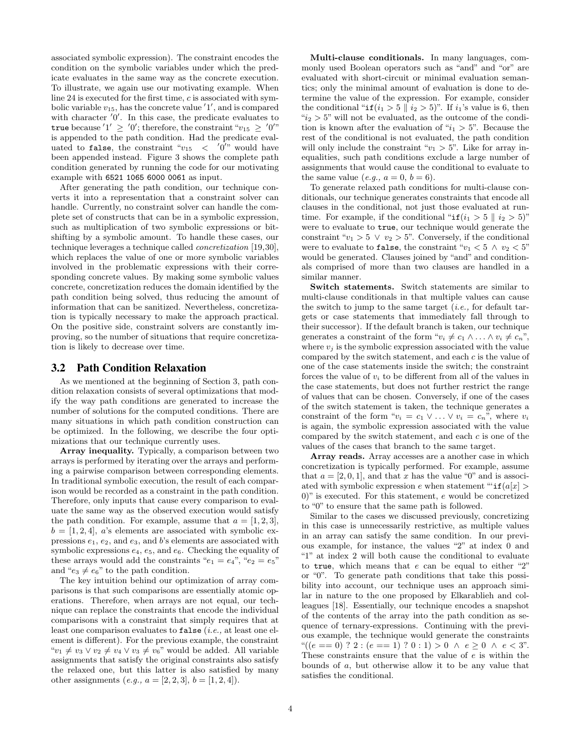associated symbolic expression). The constraint encodes the condition on the symbolic variables under which the predicate evaluates in the same way as the concrete execution. To illustrate, we again use our motivating example. When line 24 is executed for the first time, $c$ is associated with symbolic variable $v_{15}$, has the concrete value $'1'$, and is compared with character $'0'$. In this case, the predicate evaluates to `true` because $'1' \geq '0'$; therefore, the constraint "$v_{15} \geq '0'$" is appended to the path condition. Had the predicate evaluated to `false`, the constraint "$v_{15} < '0'$" would have been appended instead. Figure 3 shows the complete path condition generated by running the code for our motivating example with `6521 1065 6000 0061` as input.

After generating the path condition, our technique converts it into a representation that a constraint solver can handle. Currently, no constraint solver can handle the complete set of constructs that can be in a symbolic expression, such as multiplication of two symbolic expressions or bit-shifting by a symbolic amount. To handle these cases, our technique leverages a technique called *concretization* [19,30], which replaces the value of one or more symbolic variables involved in the problematic expressions with their corresponding concrete values. By making some symbolic values concrete, concretization reduces the domain identified by the path condition being solved, thus reducing the amount of information that can be sanitized. Nevertheless, concretization is typically necessary to make the approach practical. On the positive side, constraint solvers are constantly improving, so the number of situations that require concretization is likely to decrease over time.

## 3.2 Path Condition Relaxation

As we mentioned at the beginning of Section 3, path condition relaxation consists of several optimizations that modify the way path conditions are generated to increase the number of solutions for the computed conditions. There are many situations in which path condition construction can be optimized. In the following, we describe the four optimizations that our technique currently uses.

**Array inequality.** Typically, a comparison between two arrays is performed by iterating over the arrays and performing a pairwise comparison between corresponding elements. In traditional symbolic execution, the result of each comparison would be recorded as a constraint in the path condition. Therefore, only inputs that cause every comparison to evaluate the same way as the observed execution would satisfy the path condition. For example, assume that $a = [1, 2, 3]$, $b = [1, 2, 4]$, $a$'s elements are associated with symbolic expressions $e_1$, $e_2$, and $e_3$, and $b$'s elements are associated with symbolic expressions $e_4$, $e_5$, and $e_6$. Checking the equality of these arrays would add the constraints "$e_1 = e_4$", "$e_2 = e_5$" and "$e_3 \neq e_6$" to the path condition.

The key intuition behind our optimization of array comparisons is that such comparisons are essentially atomic operations. Therefore, when arrays are not equal, our technique can replace the constraints that encode the individual comparisons with a constraint that simply requires that at least one comparison evaluates to `false` (*i.e.,* at least one element is different). For the previous example, the constraint "$v_1 \neq v_3 \vee v_2 \neq v_4 \vee v_3 \neq v_6$" would be added. All variable assignments that satisfy the original constraints also satisfy the relaxed one, but this latter is also satisfied by many other assignments (*e.g.,* $a = [2, 2, 3]$, $b = [1, 2, 4]$).

**Multi-clause conditionals.** In many languages, commonly used Boolean operators such as "and" and "or" are evaluated with short-circuit or minimal evaluation semantics; only the minimal amount of evaluation is done to determine the value of the expression. For example, consider the conditional "`if`$(i_1 > 5 \parallel i_2 > 5)$". If $i_1$'s value is 6, then "$i_2 > 5$" will not be evaluated, as the outcome of the condition is known after the evaluation of "$i_1 > 5$". Because the rest of the conditional is not evaluated, the path condition will only include the constraint "$v_1 > 5$". Like for array inequalities, such path conditions exclude a large number of assignments that would cause the conditional to evaluate to the same value (*e.g.,* $a = 0$, $b = 6$).

To generate relaxed path conditions for multi-clause conditionals, our technique generates constraints that encode all clauses in the conditional, not just those evaluated at runtime. For example, if the conditional "`if`$(i_1 > 5 \parallel i_2 > 5)$" were to evaluate to `true`, our technique would generate the constraint "$v_1 > 5 \vee v_2 > 5$". Conversely, if the conditional were to evaluate to `false`, the constraint "$v_1 < 5 \wedge v_2 < 5$" would be generated. Clauses joined by "and" and conditionals comprised of more than two clauses are handled in a similar manner.

**Switch statements.** Switch statements are similar to multi-clause conditionals in that multiple values can cause the switch to jump to the same target (*i.e.,* for default targets or case statements that immediately fall through to their successor). If the default branch is taken, our technique generates a constraint of the form "$v_i \neq c_1 \wedge \ldots \wedge v_i \neq c_n$", where $v_j$ is the symbolic expression associated with the value compared by the switch statement, and each $c$ is the value of one of the case statements inside the switch; the constraint forces the value of $v_i$ to be different from all of the values in the case statements, but does not further restrict the range of values that can be chosen. Conversely, if one of the cases of the switch statement is taken, the technique generates a constraint of the form "$v_i = c_1 \vee \ldots \vee v_i = c_n$", where $v_i$ is again, the symbolic expression associated with the value compared by the switch statement, and each $c$ is one of the values of the cases that branch to the same target.

**Array reads.** Array accesses are a another case in which concretization is typically performed. For example, assume that $a = [2, 0, 1]$, and that $x$ has the value "0" and is associated with symbolic expression $e$ when statement "`if`$(a[x] > 0)$" is executed. For this statement, $e$ would be concretized to "0" to ensure that the same path is followed.

Similar to the cases we discussed previously, concretizing in this case is unnecessarily restrictive, as multiple values in an array can satisfy the same condition. In our previous example, for instance, the values "2" at index 0 and "1" at index 2 will both cause the conditional to evaluate to `true`, which means that $e$ can be equal to either "2" or "0". To generate path conditions that take this possibility into account, our technique uses an approach similar in nature to the one proposed by Elkarablieh and colleagues [18]. Essentially, our technique encodes a snapshot of the contents of the array into the path condition as sequence of ternary-expressions. Continuing with the previous example, the technique would generate the constraints "$((e == 0)\ ?\ 2 : (e == 1)\ ?\ 0 : 1) > 0 \wedge e \geq 0 \wedge e < 3$". These constraints ensure that the value of $e$ is within the bounds of $a$, but otherwise allow it to be any value that satisfies the conditional.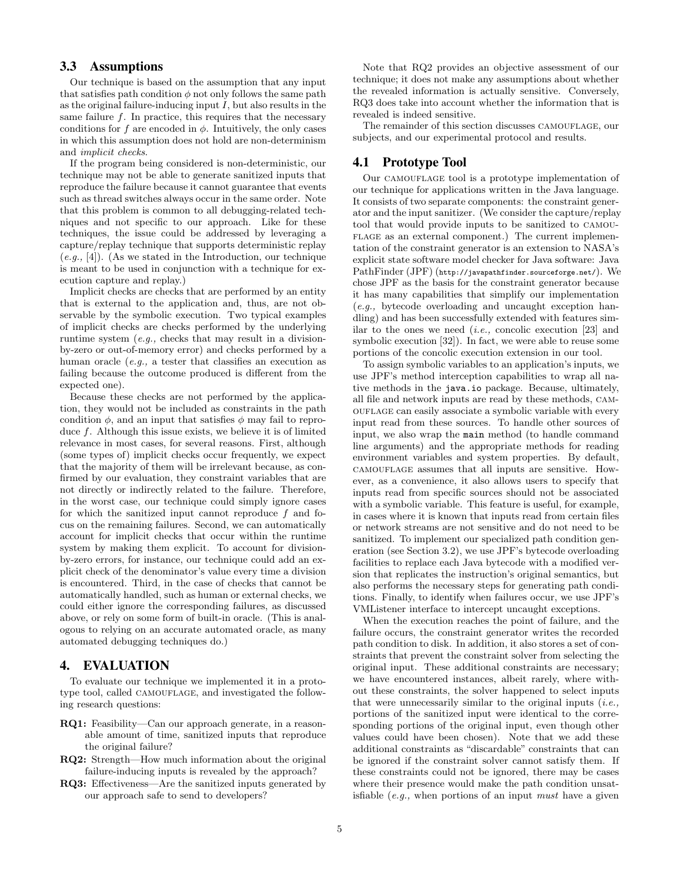### 3.3 Assumptions

Our technique is based on the assumption that any input that satisfies path condition $\phi$ not only follows the same path as the original failure-inducing input $I$, but also results in the same failure $f$. In practice, this requires that the necessary conditions for $f$ are encoded in $\phi$. Intuitively, the only cases in which this assumption does not hold are non-determinism and *implicit checks*.

If the program being considered is non-deterministic, our technique may not be able to generate sanitized inputs that reproduce the failure because it cannot guarantee that events such as thread switches always occur in the same order. Note that this problem is common to all debugging-related techniques and not specific to our approach. Like for these techniques, the issue could be addressed by leveraging a capture/replay technique that supports deterministic replay (*e.g.,* [4]). (As we stated in the Introduction, our technique is meant to be used in conjunction with a technique for execution capture and replay.)

Implicit checks are checks that are performed by an entity that is external to the application and, thus, are not observable by the symbolic execution. Two typical examples of implicit checks are checks performed by the underlying runtime system (*e.g.,* checks that may result in a division-by-zero or out-of-memory error) and checks performed by a human oracle (*e.g.,* a tester that classifies an execution as failing because the outcome produced is different from the expected one).

Because these checks are not performed by the application, they would not be included as constraints in the path condition $\phi$, and an input that satisfies $\phi$ may fail to reproduce $f$. Although this issue exists, we believe it is of limited relevance in most cases, for several reasons. First, although (some types of) implicit checks occur frequently, we expect that the majority of them will be irrelevant because, as confirmed by our evaluation, they constraint variables that are not directly or indirectly related to the failure. Therefore, in the worst case, our technique could simply ignore cases for which the sanitized input cannot reproduce $f$ and focus on the remaining failures. Second, we can automatically account for implicit checks that occur within the runtime system by making them explicit. To account for division-by-zero errors, for instance, our technique could add an explicit check of the denominator's value every time a division is encountered. Third, in the case of checks that cannot be automatically handled, such as human or external checks, we could either ignore the corresponding failures, as discussed above, or rely on some form of built-in oracle. (This is analogous to relying on an accurate automated oracle, as many automated debugging techniques do.)

## 4. EVALUATION

To evaluate our technique we implemented it in a prototype tool, called CAMOUFLAGE, and investigated the following research questions:

- **RQ1:** Feasibility—Can our approach generate, in a reasonable amount of time, sanitized inputs that reproduce the original failure?
- **RQ2:** Strength—How much information about the original failure-inducing inputs is revealed by the approach?
- **RQ3:** Effectiveness—Are the sanitized inputs generated by our approach safe to send to developers?

Note that RQ2 provides an objective assessment of our technique; it does not make any assumptions about whether the revealed information is actually sensitive. Conversely, RQ3 does take into account whether the information that is revealed is indeed sensitive.

The remainder of this section discusses CAMOUFLAGE, our subjects, and our experimental protocol and results.

### 4.1 Prototype Tool

Our CAMOUFLAGE tool is a prototype implementation of our technique for applications written in the Java language. It consists of two separate components: the constraint generator and the input sanitizer. (We consider the capture/replay tool that would provide inputs to be sanitized to CAMOUFLAGE as an external component.) The current implementation of the constraint generator is an extension to NASA's explicit state software model checker for Java software: Java PathFinder (JPF) (http://javapathfinder.sourceforge.net/). We chose JPF as the basis for the constraint generator because it has many capabilities that simplify our implementation (*e.g.,* bytecode overloading and uncaught exception handling) and has been successfully extended with features similar to the ones we need (*i.e.,* concolic execution [23] and symbolic execution [32]). In fact, we were able to reuse some portions of the concolic execution extension in our tool.

To assign symbolic variables to an application's inputs, we use JPF's method interception capabilities to wrap all native methods in the `java.io` package. Because, ultimately, all file and network inputs are read by these methods, CAMOUFLAGE can easily associate a symbolic variable with every input read from these sources. To handle other sources of input, we also wrap the `main` method (to handle command line arguments) and the appropriate methods for reading environment variables and system properties. By default, CAMOUFLAGE assumes that all inputs are sensitive. However, as a convenience, it also allows users to specify that inputs read from specific sources should not be associated with a symbolic variable. This feature is useful, for example, in cases where it is known that inputs read from certain files or network streams are not sensitive and do not need to be sanitized. To implement our specialized path condition generation (see Section 3.2), we use JPF's bytecode overloading facilities to replace each Java bytecode with a modified version that replicates the instruction's original semantics, but also performs the necessary steps for generating path conditions. Finally, to identify when failures occur, we use JPF's VMListener interface to intercept uncaught exceptions.

When the execution reaches the point of failure, and the failure occurs, the constraint generator writes the recorded path condition to disk. In addition, it also stores a set of constraints that prevent the constraint solver from selecting the original input. These additional constraints are necessary; we have encountered instances, albeit rarely, where without these constraints, the solver happened to select inputs that were unnecessarily similar to the original inputs (*i.e.,* portions of the sanitized input were identical to the corresponding portions of the original input, even though other values could have been chosen). Note that we add these additional constraints as "discardable" constraints that can be ignored if the constraint solver cannot satisfy them. If these constraints could not be ignored, there may be cases where their presence would make the path condition unsatisfiable (*e.g.,* when portions of an input *must* have a given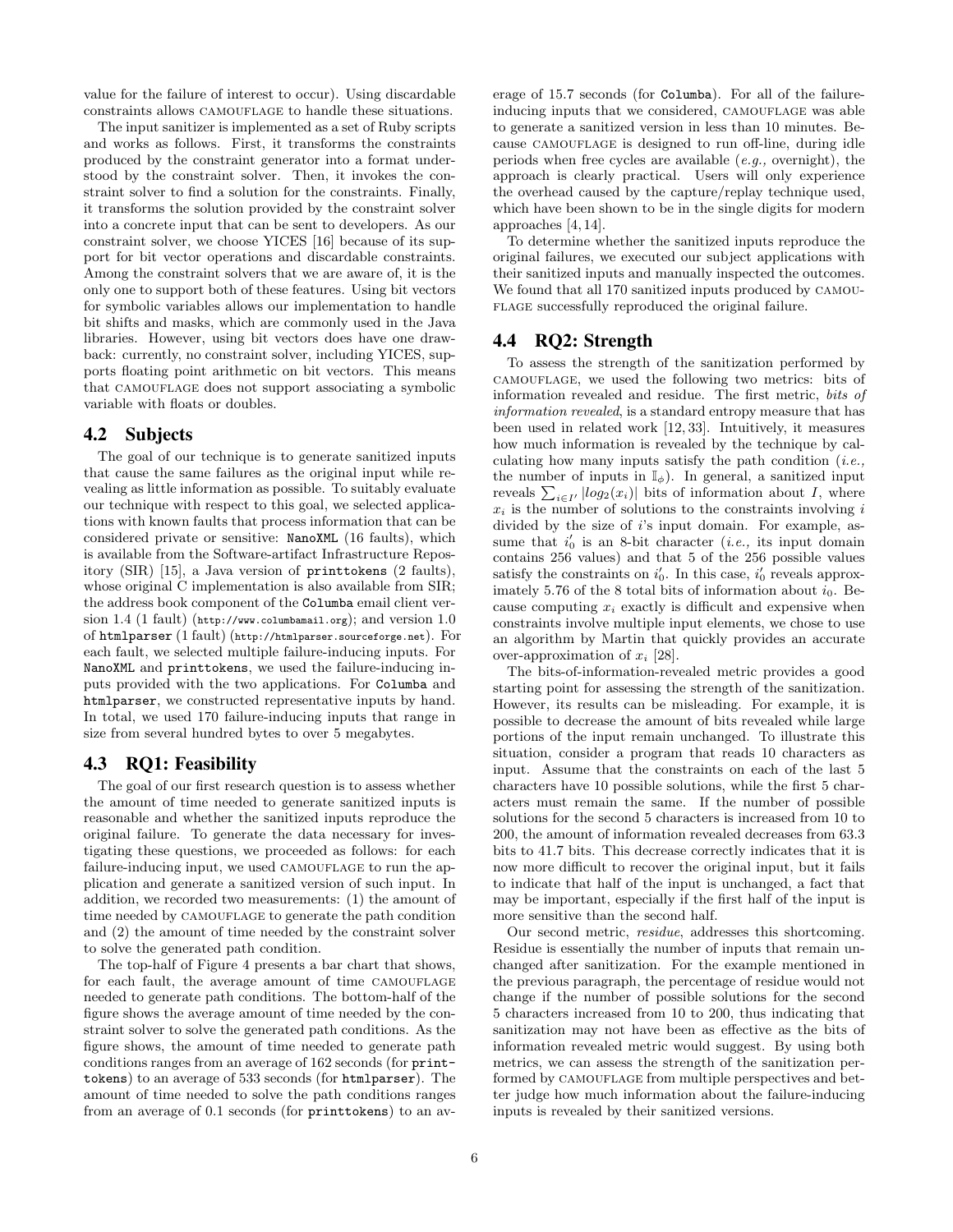value for the failure of interest to occur). Using discardable constraints allows CAMOUFLAGE to handle these situations.

The input sanitizer is implemented as a set of Ruby scripts and works as follows. First, it transforms the constraints produced by the constraint generator into a format understood by the constraint solver. Then, it invokes the constraint solver to find a solution for the constraints. Finally, it transforms the solution provided by the constraint solver into a concrete input that can be sent to developers. As our constraint solver, we choose YICES [16] because of its support for bit vector operations and discardable constraints. Among the constraint solvers that we are aware of, it is the only one to support both of these features. Using bit vectors for symbolic variables allows our implementation to handle bit shifts and masks, which are commonly used in the Java libraries. However, using bit vectors does have one drawback: currently, no constraint solver, including YICES, supports floating point arithmetic on bit vectors. This means that CAMOUFLAGE does not support associating a symbolic variable with floats or doubles.

## 4.2 Subjects

The goal of our technique is to generate sanitized inputs that cause the same failures as the original input while revealing as little information as possible. To suitably evaluate our technique with respect to this goal, we selected applications with known faults that process information that can be considered private or sensitive: `NanoXML` (16 faults), which is available from the Software-artifact Infrastructure Repository (SIR) [15], a Java version of `printtokens` (2 faults), whose original C implementation is also available from SIR; the address book component of the `Columba` email client version 1.4 (1 fault) (`http://www.columbamail.org`); and version 1.0 of `htmlparser` (1 fault) (`http://htmlparser.sourceforge.net`). For each fault, we selected multiple failure-inducing inputs. For `NanoXML` and `printtokens`, we used the failure-inducing inputs provided with the two applications. For `Columba` and `htmlparser`, we constructed representative inputs by hand. In total, we used 170 failure-inducing inputs that range in size from several hundred bytes to over 5 megabytes.

## 4.3 RQ1: Feasibility

The goal of our first research question is to assess whether the amount of time needed to generate sanitized inputs is reasonable and whether the sanitized inputs reproduce the original failure. To generate the data necessary for investigating these questions, we proceeded as follows: for each failure-inducing input, we used CAMOUFLAGE to run the application and generate a sanitized version of such input. In addition, we recorded two measurements: (1) the amount of time needed by CAMOUFLAGE to generate the path condition and (2) the amount of time needed by the constraint solver to solve the generated path condition.

The top-half of Figure 4 presents a bar chart that shows, for each fault, the average amount of time CAMOUFLAGE needed to generate path conditions. The bottom-half of the figure shows the average amount of time needed by the constraint solver to solve the generated path conditions. As the figure shows, the amount of time needed to generate path conditions ranges from an average of 162 seconds (for `printtokens`) to an average of 533 seconds (for `htmlparser`). The amount of time needed to solve the path conditions ranges from an average of 0.1 seconds (for `printtokens`) to an average of 15.7 seconds (for `Columba`). For all of the failure-inducing inputs that we considered, CAMOUFLAGE was able to generate a sanitized version in less than 10 minutes. Because CAMOUFLAGE is designed to run off-line, during idle periods when free cycles are available (*e.g.,* overnight), the approach is clearly practical. Users will only experience the overhead caused by the capture/replay technique used, which have been shown to be in the single digits for modern approaches [4, 14].

To determine whether the sanitized inputs reproduce the original failures, we executed our subject applications with their sanitized inputs and manually inspected the outcomes. We found that all 170 sanitized inputs produced by CAMOUFLAGE successfully reproduced the original failure.

## 4.4 RQ2: Strength

To assess the strength of the sanitization performed by CAMOUFLAGE, we used the following two metrics: bits of information revealed and residue. The first metric, *bits of information revealed*, is a standard entropy measure that has been used in related work [12, 33]. Intuitively, it measures how much information is revealed by the technique by calculating how many inputs satisfy the path condition (*i.e.,* the number of inputs in $\mathbb{I}_\phi$). In general, a sanitized input reveals $\sum_{i \in I'} |log_2(x_i)|$ bits of information about $I$, where $x_i$ is the number of solutions to the constraints involving $i$ divided by the size of $i$'s input domain. For example, assume that $i'_0$ is an 8-bit character (*i.e.,* its input domain contains 256 values) and that 5 of the 256 possible values satisfy the constraints on $i'_0$. In this case, $i'_0$ reveals approximately 5.76 of the 8 total bits of information about $i_0$. Because computing $x_i$ exactly is difficult and expensive when constraints involve multiple input elements, we chose to use an algorithm by Martin that quickly provides an accurate over-approximation of $x_i$ [28].

The bits-of-information-revealed metric provides a good starting point for assessing the strength of the sanitization. However, its results can be misleading. For example, it is possible to decrease the amount of bits revealed while large portions of the input remain unchanged. To illustrate this situation, consider a program that reads 10 characters as input. Assume that the constraints on each of the last 5 characters have 10 possible solutions, while the first 5 characters must remain the same. If the number of possible solutions for the second 5 characters is increased from 10 to 200, the amount of information revealed decreases from 63.3 bits to 41.7 bits. This decrease correctly indicates that it is now more difficult to recover the original input, but it fails to indicate that half of the input is unchanged, a fact that may be important, especially if the first half of the input is more sensitive than the second half.

Our second metric, *residue*, addresses this shortcoming. Residue is essentially the number of inputs that remain unchanged after sanitization. For the example mentioned in the previous paragraph, the percentage of residue would not change if the number of possible solutions for the second 5 characters increased from 10 to 200, thus indicating that sanitization may not have been as effective as the bits of information revealed metric would suggest. By using both metrics, we can assess the strength of the sanitization performed by CAMOUFLAGE from multiple perspectives and better judge how much information about the failure-inducing inputs is revealed by their sanitized versions.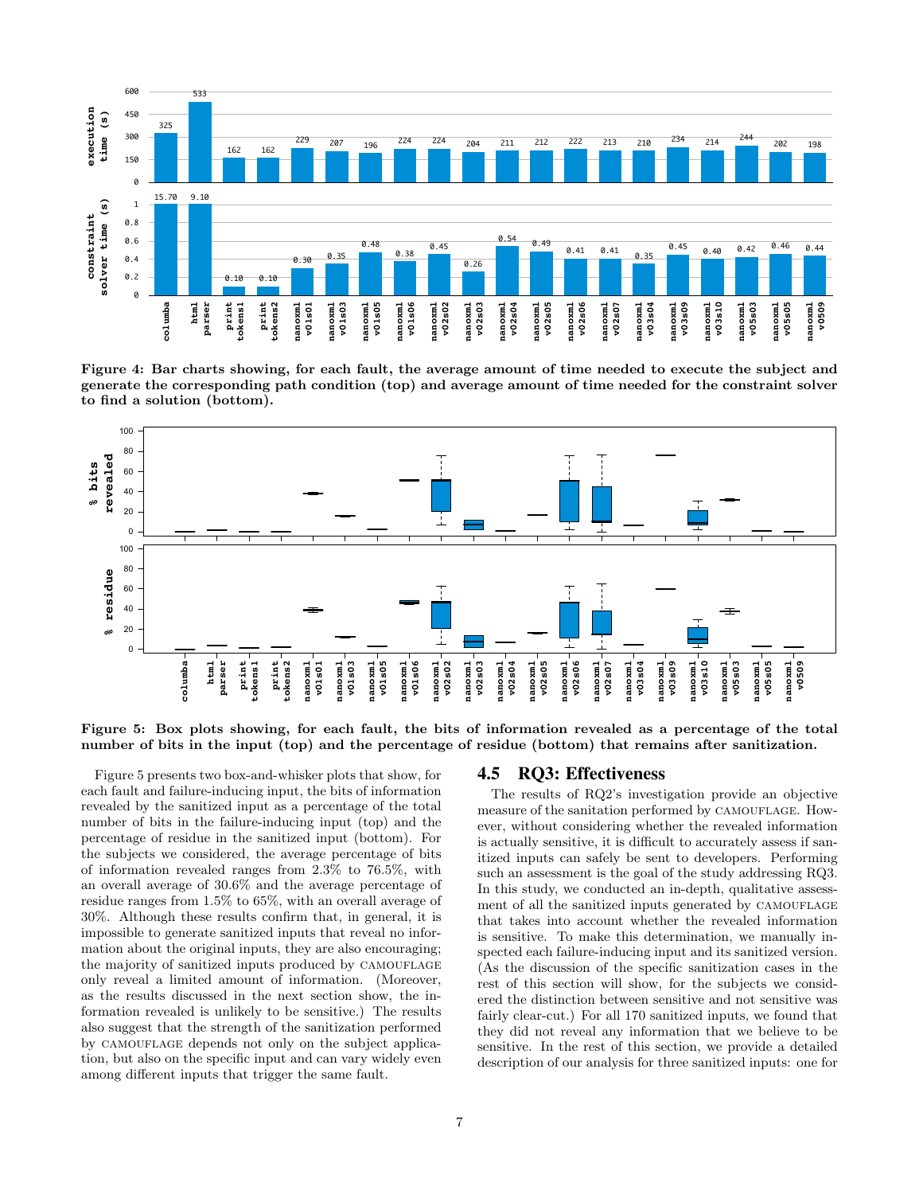**Figure 4: Bar charts showing, for each fault, the average amount of time needed to execute the subject and generate the corresponding path condition (top) and average amount of time needed for the constraint solver to find a solution (bottom).**

**Figure 5: Box plots showing, for each fault, the bits of information revealed as a percentage of the total number of bits in the input (top) and the percentage of residue (bottom) that remains after sanitization.**

Figure 5 presents two box-and-whisker plots that show, for each fault and failure-inducing input, the bits of information revealed by the sanitized input as a percentage of the total number of bits in the failure-inducing input (top) and the percentage of residue in the sanitized input (bottom). For the subjects we considered, the average percentage of bits of information revealed ranges from 2.3% to 76.5%, with an overall average of 30.6% and the average percentage of residue ranges from 1.5% to 65%, with an overall average of 30%. Although these results confirm that, in general, it is impossible to generate sanitized inputs that reveal no information about the original inputs, they are also encouraging; the majority of sanitized inputs produced by CAMOUFLAGE only reveal a limited amount of information. (Moreover, as the results discussed in the next section show, the information revealed is unlikely to be sensitive.) The results also suggest that the strength of the sanitization performed by CAMOUFLAGE depends not only on the subject application, but also on the specific input and can vary widely even among different inputs that trigger the same fault.

## 4.5 RQ3: Effectiveness

The results of RQ2's investigation provide an objective measure of the sanitization performed by CAMOUFLAGE. However, without considering whether the revealed information is actually sensitive, it is difficult to accurately assess if sanitized inputs can safely be sent to developers. Performing such an assessment is the goal of the study addressing RQ3. In this study, we conducted an in-depth, qualitative assessment of all the sanitized inputs generated by CAMOUFLAGE that takes into account whether the revealed information is sensitive. To make this determination, we manually inspected each failure-inducing input and its sanitized version. (As the discussion of the specific sanitization cases in the rest of this section will show, for the subjects we considered the distinction between sensitive and not sensitive was fairly clear-cut.) For all 170 sanitized inputs, we found that they did not reveal any information that we believe to be sensitive. In the rest of this section, we provide a detailed description of our analysis for three sanitized inputs: one for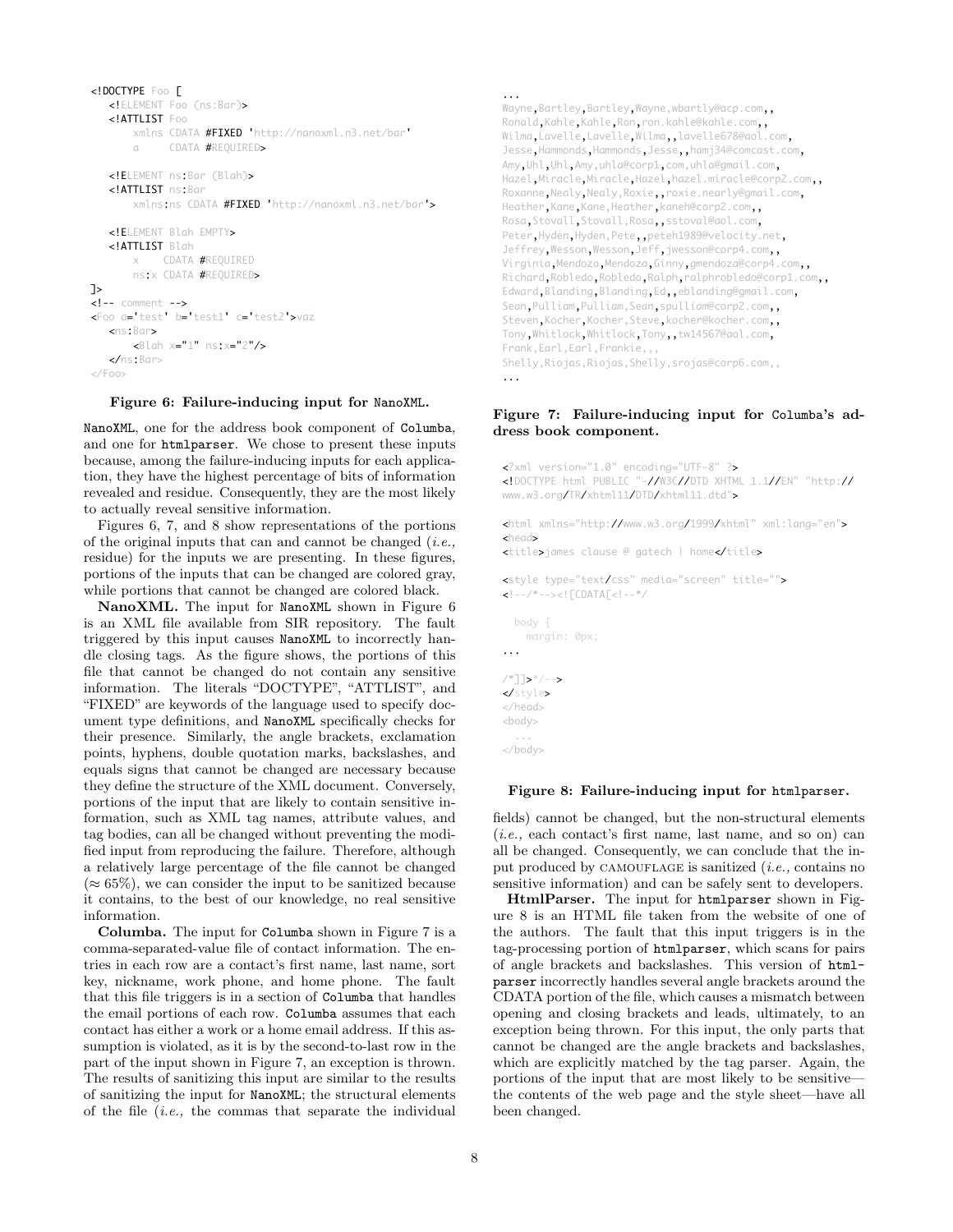```
<!DOCTYPE Foo [
   <!ELEMENT Foo (ns:Bar)>
   <!ATTLIST Foo
       xmlns CDATA #FIXED 'http://nanoxml.n3.net/bar'
       a     CDATA #REQUIRED>

   <!ELEMENT ns:Bar (Blah)>
   <!ATTLIST ns:Bar
       xmlns:ns CDATA #FIXED 'http://nanoxml.n3.net/bar'>

   <!ELEMENT Blah EMPTY>
   <!ATTLIST Blah
       x    CDATA #REQUIRED
       ns:x CDATA #REQUIRED>
]>
<!-- comment -->
<Foo a='test' b='test1' c='test2'>vaz
   <ns:Bar>
       <Blah x="1" ns:x="2"/>
   </ns:Bar>
</Foo>
```

**Figure 6: Failure-inducing input for NanoXML.**

```
...
Wayne,Bartley,Bartley,Wayne,wbartly@acp.com,,
Ronald,Kahle,Kahle,Ron,ron.kahle@kahle.com,,
Wilma,Lavelle,Lavelle,Wilma,,lavelle678@aol.com,
Jesse,Hammonds,Hammonds,Jesse,,hamj34@comcast.com,
Amy,Uhl,Uhl,Amy,uhla@corp1,com,uhla@gmail.com,
Hazel,Miracle,Miracle,Hazel,hazel.miracle@corp2.com,,
Roxanne,Nealy,Nealy,Roxie,,roxie.nearly@gmail.com,
Heather,Kane,Kane,Heather,kaneh@corp2.com,,
Rosa,Stovall,Stovall,Rosa,,sstoval@aol.com,
Peter,Hyden,Hyden,Pete,,peteh1989@velocity.net,
Jeffrey,Wesson,Wesson,Jeff,jwesson@corp4.com,,
Virginia,Mendoza,Mendoza,Ginny,gmendoza@corp4.com,,
Richard,Robledo,Robledo,Ralph,ralphrobledo@corp1.com,,
Edward,Blanding,Blanding,Ed,,eblanding@gmail.com,
Sean,Pulliam,Pulliam,Sean,spulliam@corp2.com,,
Steven,Kocher,Kocher,Steve,kocher@kocher.com,,
Tony,Whitlock,Whitlock,Tony,,tw14567@aol.com,
Frank,Earl,Earl,Frankie,,,
Shelly,Riojas,Riojas,Shelly,srojas@corp6.com,,
...
```

**Figure 7: Failure-inducing input for Columba's address book component.**

```
<?xml version="1.0" encoding="UTF-8" ?>
<!DOCTYPE html PUBLIC "-//W3C//DTD XHTML 1.1//EN" "http://
www.w3.org/TR/xhtml11/DTD/xhtml11.dtd">

<html xmlns="http://www.w3.org/1999/xhtml" xml:lang="en">
<head>
<title>james clause @ gatech | home</title>

<style type="text/css" media="screen" title="">
<!--/*--><![CDATA[<!--*/

  body {
    margin: 0px;
...

/*]]>*/-->
</style>
</head>
<body>
  ...
</body>
```

**Figure 8: Failure-inducing input for htmlparser.**

NanoXML, one for the address book component of Columba, and one for htmlparser. We chose to present these inputs because, among the failure-inducing inputs for each application, they have the highest percentage of bits of information revealed and residue. Consequently, they are the most likely to actually reveal sensitive information.

Figures 6, 7, and 8 show representations of the portions of the original inputs that can and cannot be changed (*i.e.,* residue) for the inputs we are presenting. In these figures, portions of the inputs that can be changed are colored gray, while portions that cannot be changed are colored black.

**NanoXML.** The input for NanoXML shown in Figure 6 is an XML file available from SIR repository. The fault triggered by this input causes NanoXML to incorrectly handle closing tags. As the figure shows, the portions of this file that cannot be changed do not contain any sensitive information. The literals "DOCTYPE", "ATTLIST", and "FIXED" are keywords of the language used to specify document type definitions, and NanoXML specifically checks for their presence. Similarly, the angle brackets, exclamation points, hyphens, double quotation marks, backslashes, and equals signs that cannot be changed are necessary because they define the structure of the XML document. Conversely, portions of the input that are likely to contain sensitive information, such as XML tag names, attribute values, and tag bodies, can all be changed without preventing the modified input from reproducing the failure. Therefore, although a relatively large percentage of the file cannot be changed ($\approx 65\%$), we can consider the input to be sanitized because it contains, to the best of our knowledge, no real sensitive information.

**Columba.** The input for Columba shown in Figure 7 is a comma-separated-value file of contact information. The entries in each row are a contact's first name, last name, sort key, nickname, work phone, and home phone. The fault that this file triggers is in a section of Columba that handles the email portions of each row. Columba assumes that each contact has either a work or a home email address. If this assumption is violated, as it is by the second-to-last row in the part of the input shown in Figure 7, an exception is thrown. The results of sanitizing this input are similar to the results of sanitizing the input for NanoXML; the structural elements of the file (*i.e.,* the commas that separate the individual fields) cannot be changed, but the non-structural elements (*i.e.,* each contact's first name, last name, and so on) can all be changed. Consequently, we can conclude that the input produced by CAMOUFLAGE is sanitized (*i.e.,* contains no sensitive information) and can be safely sent to developers.

**HtmlParser.** The input for htmlparser shown in Figure 8 is an HTML file taken from the website of one of the authors. The fault that this input triggers is in the tag-processing portion of htmlparser, which scans for pairs of angle brackets and backslashes. This version of htmlparser incorrectly handles several angle brackets around the CDATA portion of the file, which causes a mismatch between opening and closing brackets and leads, ultimately, to an exception being thrown. For this input, the only parts that cannot be changed are the angle brackets and backslashes, which are explicitly matched by the tag parser. Again, the portions of the input that are most likely to be sensitive—the contents of the web page and the style sheet—have all been changed.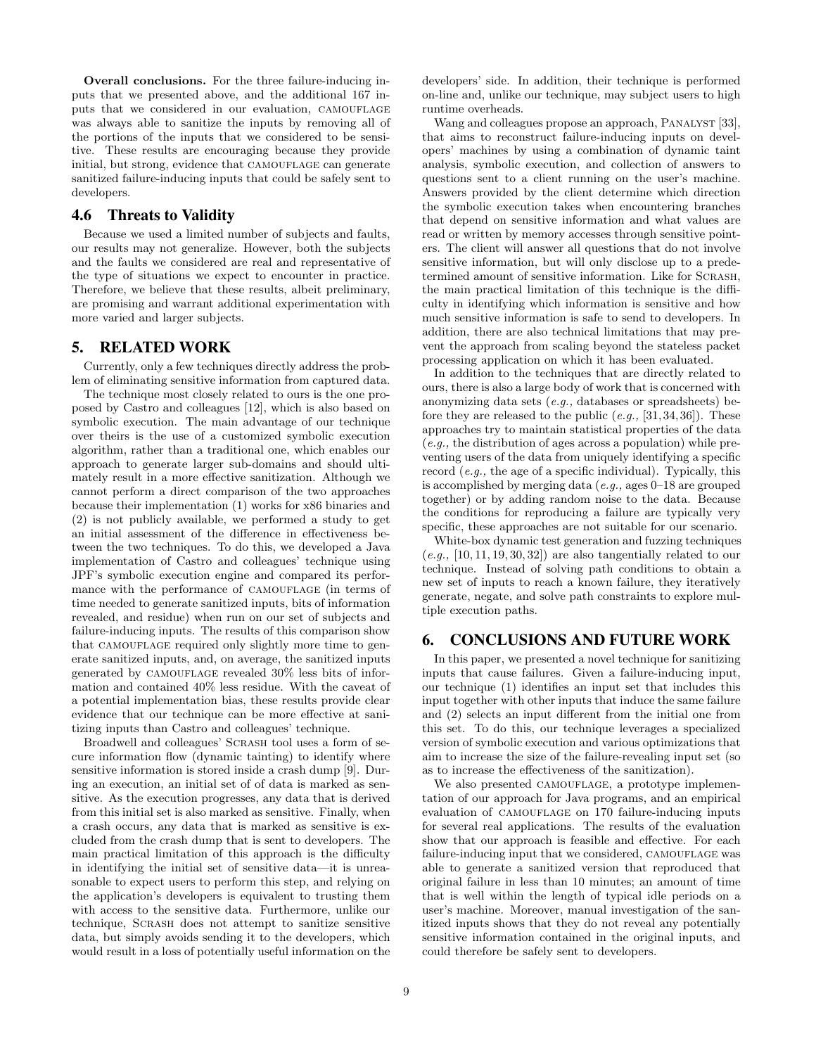**Overall conclusions.** For the three failure-inducing inputs that we presented above, and the additional 167 inputs that we considered in our evaluation, CAMOUFLAGE was always able to sanitize the inputs by removing all of the portions of the inputs that we considered to be sensitive. These results are encouraging because they provide initial, but strong, evidence that CAMOUFLAGE can generate sanitized failure-inducing inputs that could be safely sent to developers.

### 4.6 Threats to Validity

Because we used a limited number of subjects and faults, our results may not generalize. However, both the subjects and the faults we considered are real and representative of the type of situations we expect to encounter in practice. Therefore, we believe that these results, albeit preliminary, are promising and warrant additional experimentation with more varied and larger subjects.

## 5. RELATED WORK

Currently, only a few techniques directly address the problem of eliminating sensitive information from captured data.

The technique most closely related to ours is the one proposed by Castro and colleagues [12], which is also based on symbolic execution. The main advantage of our technique over theirs is the use of a customized symbolic execution algorithm, rather than a traditional one, which enables our approach to generate larger sub-domains and should ultimately result in a more effective sanitization. Although we cannot perform a direct comparison of the two approaches because their implementation (1) works for x86 binaries and (2) is not publicly available, we performed a study to get an initial assessment of the difference in effectiveness between the two techniques. To do this, we developed a Java implementation of Castro and colleagues' technique using JPF's symbolic execution engine and compared its performance with the performance of CAMOUFLAGE (in terms of time needed to generate sanitized inputs, bits of information revealed, and residue) when run on our set of subjects and failure-inducing inputs. The results of this comparison show that CAMOUFLAGE required only slightly more time to generate sanitized inputs, and, on average, the sanitized inputs generated by CAMOUFLAGE revealed 30% less bits of information and contained 40% less residue. With the caveat of a potential implementation bias, these results provide clear evidence that our technique can be more effective at sanitizing inputs than Castro and colleagues' technique.

Broadwell and colleagues' SCRASH tool uses a form of secure information flow (dynamic tainting) to identify where sensitive information is stored inside a crash dump [9]. During an execution, an initial set of of data is marked as sensitive. As the execution progresses, any data that is derived from this initial set is also marked as sensitive. Finally, when a crash occurs, any data that is marked as sensitive is excluded from the crash dump that is sent to developers. The main practical limitation of this approach is the difficulty in identifying the initial set of sensitive data—it is unreasonable to expect users to perform this step, and relying on the application's developers is equivalent to trusting them with access to the sensitive data. Furthermore, unlike our technique, SCRASH does not attempt to sanitize sensitive data, but simply avoids sending it to the developers, which would result in a loss of potentially useful information on the developers' side. In addition, their technique is performed on-line and, unlike our technique, may subject users to high runtime overheads.

Wang and colleagues propose an approach, PANALYST [33], that aims to reconstruct failure-inducing inputs on developers' machines by using a combination of dynamic taint analysis, symbolic execution, and collection of answers to questions sent to a client running on the user's machine. Answers provided by the client determine which direction the symbolic execution takes when encountering branches that depend on sensitive information and what values are read or written by memory accesses through sensitive pointers. The client will answer all questions that do not involve sensitive information, but will only disclose up to a predetermined amount of sensitive information. Like for SCRASH, the main practical limitation of this technique is the difficulty in identifying which information is sensitive and how much sensitive information is safe to send to developers. In addition, there are also technical limitations that may prevent the approach from scaling beyond the stateless packet processing application on which it has been evaluated.

In addition to the techniques that are directly related to ours, there is also a large body of work that is concerned with anonymizing data sets (*e.g.,* databases or spreadsheets) before they are released to the public (*e.g.,* [31, 34, 36]). These approaches try to maintain statistical properties of the data (*e.g.,* the distribution of ages across a population) while preventing users of the data from uniquely identifying a specific record (*e.g.,* the age of a specific individual). Typically, this is accomplished by merging data (*e.g.,* ages 0–18 are grouped together) or by adding random noise to the data. Because the conditions for reproducing a failure are typically very specific, these approaches are not suitable for our scenario.

White-box dynamic test generation and fuzzing techniques (*e.g.,* [10, 11, 19, 30, 32]) are also tangentially related to our technique. Instead of solving path conditions to obtain a new set of inputs to reach a known failure, they iteratively generate, negate, and solve path constraints to explore multiple execution paths.

## 6. CONCLUSIONS AND FUTURE WORK

In this paper, we presented a novel technique for sanitizing inputs that cause failures. Given a failure-inducing input, our technique (1) identifies an input set that includes this input together with other inputs that induce the same failure and (2) selects an input different from the initial one from this set. To do this, our technique leverages a specialized version of symbolic execution and various optimizations that aim to increase the size of the failure-revealing input set (so as to increase the effectiveness of the sanitization).

We also presented CAMOUFLAGE, a prototype implementation of our approach for Java programs, and an empirical evaluation of CAMOUFLAGE on 170 failure-inducing inputs for several real applications. The results of the evaluation show that our approach is feasible and effective. For each failure-inducing input that we considered, CAMOUFLAGE was able to generate a sanitized version that reproduced that original failure in less than 10 minutes; an amount of time that is well within the length of typical idle periods on a user's machine. Moreover, manual investigation of the sanitized inputs shows that they do not reveal any potentially sensitive information contained in the original inputs, and could therefore be safely sent to developers.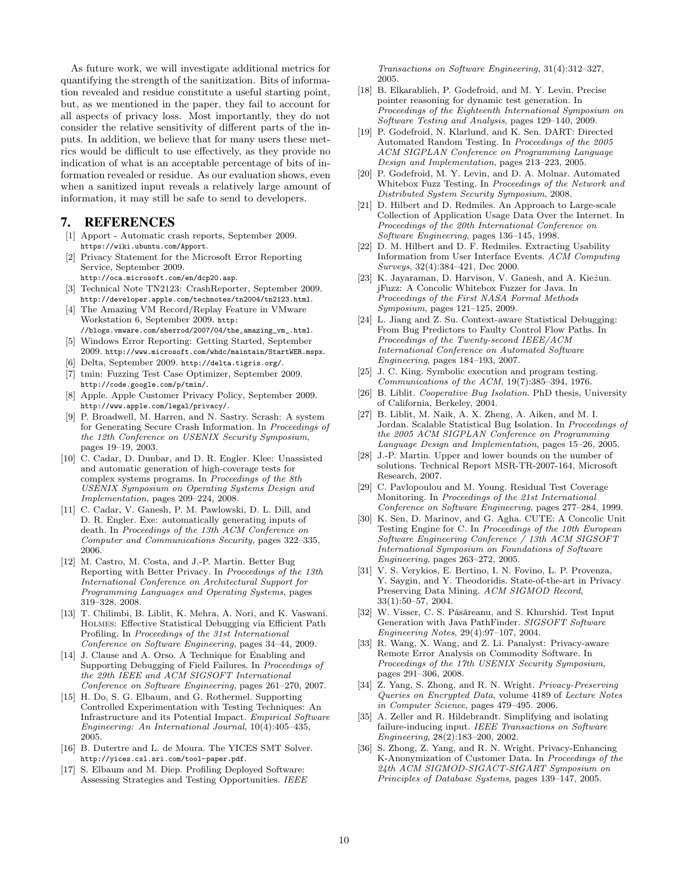As future work, we will investigate additional metrics for quantifying the strength of the sanitization. Bits of information revealed and residue constitute a useful starting point, but, as we mentioned in the paper, they fail to account for all aspects of privacy loss. Most importantly, they do not consider the relative sensitivity of different parts of the inputs. In addition, we believe that for many users these metrics would be difficult to use effectively, as they provide no indication of what is an acceptable percentage of bits of information revealed or residue. As our evaluation shows, even when a sanitized input reveals a relatively large amount of information, it may still be safe to send to developers.

## 7. REFERENCES

[1] Apport - Automatic crash reports, September 2009. https://wiki.ubuntu.com/Apport.

[2] Privacy Statement for the Microsoft Error Reporting Service, September 2009. http://oca.microsoft.com/en/dcp20.asp.

[3] Technical Note TN2123: CrashReporter, September 2009. http://developer.apple.com/technotes/tn2004/tn2123.html.

[4] The Amazing VM Record/Replay Feature in VMware Workstation 6, September 2009. http://blogs.vmware.com/sherrod/2007/04/the_amazing_vm_.html.

[5] Windows Error Reporting: Getting Started, September 2009. http://www.microsoft.com/whdc/maintain/StartWER.mspx.

[6] Delta, September 2009. http://delta.tigris.org/.

[7] tmin: Fuzzing Test Case Optimizer, September 2009. http://code.google.com/p/tmin/.

[8] Apple. Apple Customer Privacy Policy, September 2009. http://www.apple.com/legal/privacy/.

[9] P. Broadwell, M. Harren, and N. Sastry. Scrash: A system for Generating Secure Crash Information. In *Proceedings of the 12th Conference on USENIX Security Symposium*, pages 19–19, 2003.

[10] C. Cadar, D. Dunbar, and D. R. Engler. Klee: Unassisted and automatic generation of high-coverage tests for complex systems programs. In *Proceedings of the 8th USENIX Symposium on Operating Systems Design and Implementation*, pages 209–224, 2008.

[11] C. Cadar, V. Ganesh, P. M. Pawlowski, D. L. Dill, and D. R. Engler. Exe: automatically generating inputs of death. In *Proceedings of the 13th ACM Conference on Computer and Communications Security*, pages 322–335, 2006.

[12] M. Castro, M. Costa, and J.-P. Martin. Better Bug Reporting with Better Privacy. In *Proceedings of the 13th International Conference on Architectural Support for Programming Languages and Operating Systems*, pages 319–328, 2008.

[13] T. Chilimbi, B. Liblit, K. Mehra, A. Nori, and K. Vaswani. Holmes: Effective Statistical Debugging via Efficient Path Profiling. In *Proceedings of the 31st International Conference on Software Engineering*, pages 34–44, 2009.

[14] J. Clause and A. Orso. A Technique for Enabling and Supporting Debugging of Field Failures. In *Proceedings of the 29th IEEE and ACM SIGSOFT International Conference on Software Engineering*, pages 261–270, 2007.

[15] H. Do, S. G. Elbaum, and G. Rothermel. Supporting Controlled Experimentation with Testing Techniques: An Infrastructure and its Potential Impact. *Empirical Software Engineering: An International Journal*, 10(4):405–435, 2005.

[16] B. Dutertre and L. de Moura. The YICES SMT Solver. http://yices.csl.sri.com/tool-paper.pdf.

[17] S. Elbaum and M. Diep. Profiling Deployed Software: Assessing Strategies and Testing Opportunities. *IEEE Transactions on Software Engineering*, 31(4):312–327, 2005.

[18] B. Elkarablieh, P. Godefroid, and M. Y. Levin. Precise pointer reasoning for dynamic test generation. In *Proceedings of the Eighteenth International Symposium on Software Testing and Analysis*, pages 129–140, 2009.

[19] P. Godefroid, N. Klarlund, and K. Sen. DART: Directed Automated Random Testing. In *Proceedings of the 2005 ACM SIGPLAN Conference on Programming Language Design and Implementation*, pages 213–223, 2005.

[20] P. Godefroid, M. Y. Levin, and D. A. Molnar. Automated Whitebox Fuzz Testing. In *Proceedings of the Network and Distributed System Security Symposium*, 2008.

[21] D. Hilbert and D. Redmiles. An Approach to Large-scale Collection of Application Usage Data Over the Internet. In *Proceedings of the 20th International Conference on Software Engineering*, pages 136–145, 1998.

[22] D. M. Hilbert and D. F. Redmiles. Extracting Usability Information from User Interface Events. *ACM Computing Surveys*, 32(4):384–421, Dec 2000.

[23] K. Jayaraman, D. Harvison, V. Ganesh, and A. Kieżun. jFuzz: A Concolic Whitebox Fuzzer for Java. In *Proceedings of the First NASA Formal Methods Symposium*, pages 121–125, 2009.

[24] L. Jiang and Z. Su. Context-aware Statistical Debugging: From Bug Predictors to Faulty Control Flow Paths. In *Proceedings of the Twenty-second IEEE/ACM International Conference on Automated Software Engineering*, pages 184–193, 2007.

[25] J. C. King. Symbolic execution and program testing. *Communications of the ACM*, 19(7):385–394, 1976.

[26] B. Liblit. *Cooperative Bug Isolation*. PhD thesis, University of California, Berkeley, 2004.

[27] B. Liblit, M. Naik, A. X. Zheng, A. Aiken, and M. I. Jordan. Scalable Statistical Bug Isolation. In *Proceedings of the 2005 ACM SIGPLAN Conference on Programming Language Design and Implementation*, pages 15–26, 2005.

[28] J.-P. Martin. Upper and lower bounds on the number of solutions. Technical Report MSR-TR-2007-164, Microsoft Research, 2007.

[29] C. Pavlopoulou and M. Young. Residual Test Coverage Monitoring. In *Proceedings of the 21st International Conference on Software Engineering*, pages 277–284, 1999.

[30] K. Sen, D. Marinov, and G. Agha. CUTE: A Concolic Unit Testing Engine for C. In *Proceedings of the 10th European Software Engineering Conference / 13th ACM SIGSOFT International Symposium on Foundations of Software Engineering*, pages 263–272, 2005.

[31] V. S. Verykios, E. Bertino, I. N. Fovino, L. P. Provenza, Y. Saygin, and Y. Theodoridis. State-of-the-art in Privacy Preserving Data Mining. *ACM SIGMOD Record*, 33(1):50–57, 2004.

[32] W. Visser, C. S. Păsăreanu, and S. Khurshid. Test Input Generation with Java PathFinder. *SIGSOFT Software Engineering Notes*, 29(4):97–107, 2004.

[33] R. Wang, X. Wang, and Z. Li. Panalyst: Privacy-aware Remote Error Analysis on Commodity Software. In *Proceedings of the 17th USENIX Security Symposium*, pages 291–306, 2008.

[34] Z. Yang, S. Zhong, and R. N. Wright. *Privacy-Preserving Queries on Encrypted Data*, volume 4189 of *Lecture Notes in Computer Science*, pages 479–495. 2006.

[35] A. Zeller and R. Hildebrandt. Simplifying and isolating failure-inducing input. *IEEE Transactions on Software Engineering*, 28(2):183–200, 2002.

[36] S. Zhong, Z. Yang, and R. N. Wright. Privacy-Enhancing K-Anonymization of Customer Data. In *Proceedings of the 24th ACM SIGMOD-SIGACT-SIGART Symposium on Principles of Database Systems*, pages 139–147, 2005.